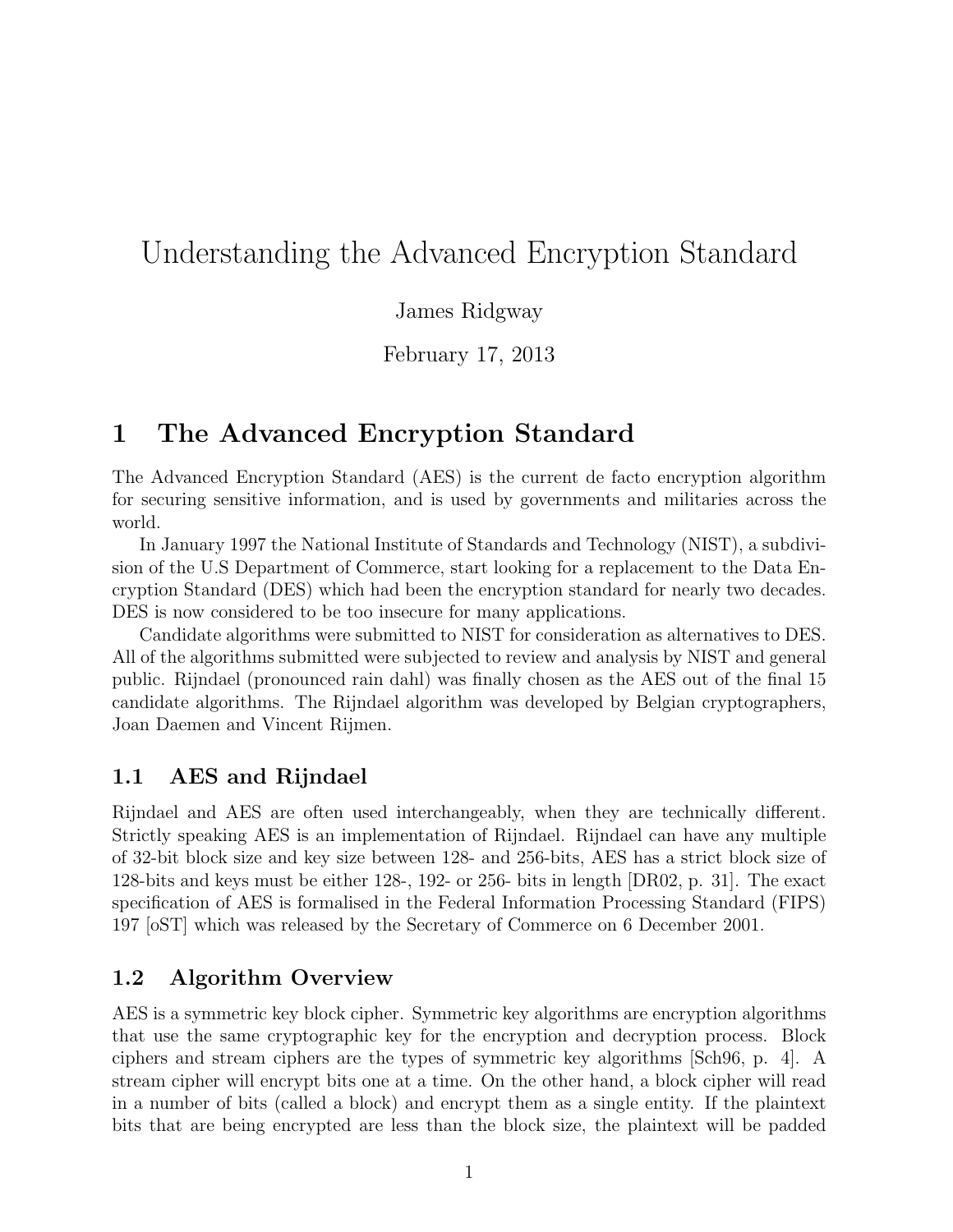# Understanding the Advanced Encryption Standard

James Ridgway

February 17, 2013

## 1 The Advanced Encryption Standard

The Advanced Encryption Standard (AES) is the current de facto encryption algorithm for securing sensitive information, and is used by governments and militaries across the world.

In January 1997 the National Institute of Standards and Technology (NIST), a subdivision of the U.S Department of Commerce, start looking for a replacement to the Data Encryption Standard (DES) which had been the encryption standard for nearly two decades. DES is now considered to be too insecure for many applications.

Candidate algorithms were submitted to NIST for consideration as alternatives to DES. All of the algorithms submitted were subjected to review and analysis by NIST and general public. Rijndael (pronounced rain dahl) was finally chosen as the AES out of the final 15 candidate algorithms. The Rijndael algorithm was developed by Belgian cryptographers, Joan Daemen and Vincent Rijmen.

### 1.1 AES and Rijndael

Rijndael and AES are often used interchangeably, when they are technically different. Strictly speaking AES is an implementation of Rijndael. Rijndael can have any multiple of 32-bit block size and key size between 128- and 256-bits, AES has a strict block size of 128-bits and keys must be either 128-, 192- or 256- bits in length [DR02, p. 31]. The exact specification of AES is formalised in the Federal Information Processing Standard (FIPS) 197 [oST] which was released by the Secretary of Commerce on 6 December 2001.

### 1.2 Algorithm Overview

AES is a symmetric key block cipher. Symmetric key algorithms are encryption algorithms that use the same cryptographic key for the encryption and decryption process. Block ciphers and stream ciphers are the types of symmetric key algorithms [Sch96, p. 4]. A stream cipher will encrypt bits one at a time. On the other hand, a block cipher will read in a number of bits (called a block) and encrypt them as a single entity. If the plaintext bits that are being encrypted are less than the block size, the plaintext will be padded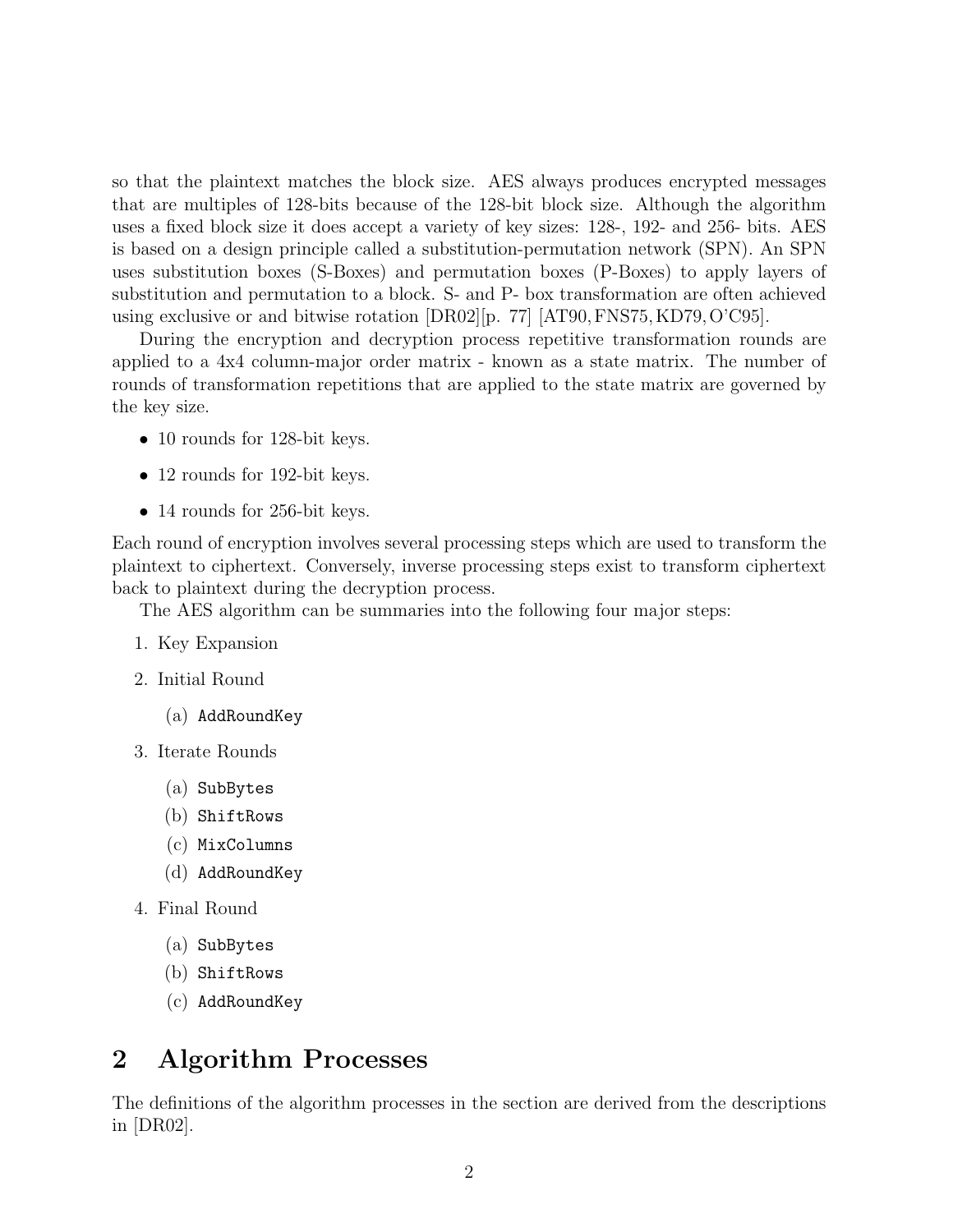so that the plaintext matches the block size. AES always produces encrypted messages that are multiples of 128-bits because of the 128-bit block size. Although the algorithm uses a fixed block size it does accept a variety of key sizes: 128-, 192- and 256- bits. AES is based on a design principle called a substitution-permutation network (SPN). An SPN uses substitution boxes (S-Boxes) and permutation boxes (P-Boxes) to apply layers of substitution and permutation to a block. S- and P- box transformation are often achieved using exclusive or and bitwise rotation [DR02][p. 77] [AT90, FNS75, KD79, O'C95].

During the encryption and decryption process repetitive transformation rounds are applied to a 4x4 column-major order matrix - known as a state matrix. The number of rounds of transformation repetitions that are applied to the state matrix are governed by the key size.

- 10 rounds for 128-bit keys.
- 12 rounds for 192-bit keys.
- 14 rounds for 256-bit keys.

Each round of encryption involves several processing steps which are used to transform the plaintext to ciphertext. Conversely, inverse processing steps exist to transform ciphertext back to plaintext during the decryption process.

The AES algorithm can be summaries into the following four major steps:

1. Key Expansion
2. Initial Round
   (a) `AddRoundKey`
3. Iterate Rounds
   (a) `SubBytes`
   (b) `ShiftRows`
   (c) `MixColumns`
   (d) `AddRoundKey`
4. Final Round
   (a) `SubBytes`
   (b) `ShiftRows`
   (c) `AddRoundKey`

## 2 Algorithm Processes

The definitions of the algorithm processes in the section are derived from the descriptions in [DR02].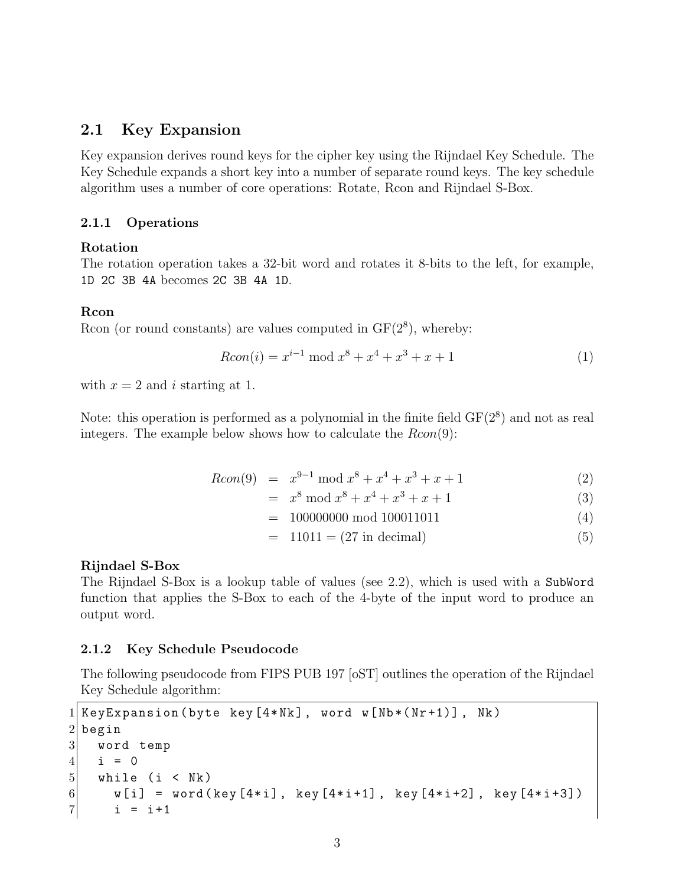## 2.1 Key Expansion

Key expansion derives round keys for the cipher key using the Rijndael Key Schedule. The Key Schedule expands a short key into a number of separate round keys. The key schedule algorithm uses a number of core operations: Rotate, Rcon and Rijndael S-Box.

### 2.1.1 Operations

**Rotation**
The rotation operation takes a 32-bit word and rotates it 8-bits to the left, for example, `1D 2C 3B 4A` becomes `2C 3B 4A 1D`.

**Rcon**
Rcon (or round constants) are values computed in $GF(2^8)$, whereby:

$$Rcon(i) = x^{i-1} \bmod x^8 + x^4 + x^3 + x + 1 \tag{1}$$

with $x = 2$ and $i$ starting at 1.

Note: this operation is performed as a polynomial in the finite field $GF(2^8)$ and not as real integers. The example below shows how to calculate the $Rcon(9)$:

$$\begin{aligned}
Rcon(9) &= x^{9-1} \bmod x^8 + x^4 + x^3 + x + 1 && (2)\\
&= x^8 \bmod x^8 + x^4 + x^3 + x + 1 && (3)\\
&= 100000000 \bmod 100011011 && (4)\\
&= 11011 = (27 \text{ in decimal}) && (5)
\end{aligned}$$

**Rijndael S-Box**
The Rijndael S-Box is a lookup table of values (see 2.2), which is used with a `SubWord` function that applies the S-Box to each of the 4-byte of the input word to produce an output word.

### 2.1.2 Key Schedule Pseudocode

The following pseudocode from FIPS PUB 197 [oST] outlines the operation of the Rijndael Key Schedule algorithm:

```
1 KeyExpansion(byte key[4*Nk], word w[Nb*(Nr+1)], Nk)
2 begin
3   word temp
4   i = 0
5   while (i < Nk)
6     w[i] = word(key[4*i], key[4*i+1], key[4*i+2], key[4*i+3])
7     i = i+1
```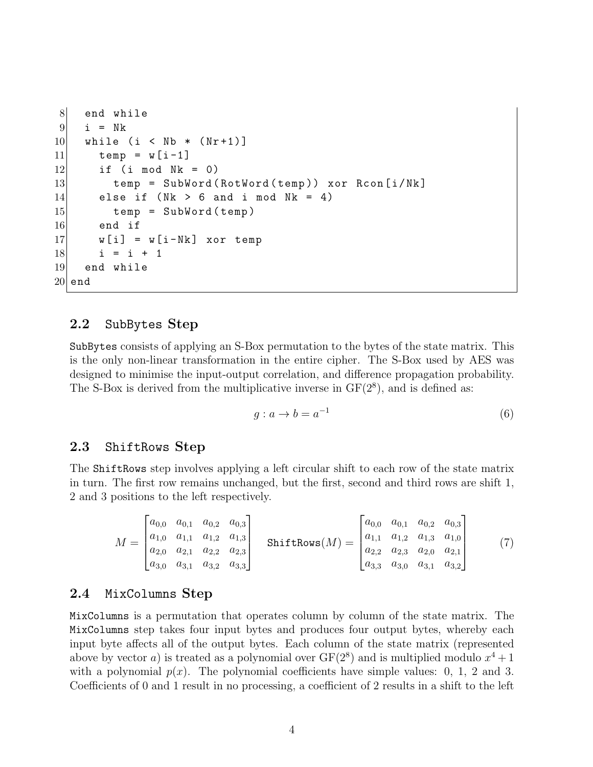```
8   end while
9   i = Nk
10  while (i < Nb * (Nr+1)]
11    temp = w[i-1]
12    if (i mod Nk = 0)
13      temp = SubWord(RotWord(temp)) xor Rcon[i/Nk]
14    else if (Nk > 6 and i mod Nk = 4)
15      temp = SubWord(temp)
16    end if
17    w[i] = w[i-Nk] xor temp
18    i = i + 1
19  end while
20 end
```

### 2.2 `SubBytes` Step

`SubBytes` consists of applying an S-Box permutation to the bytes of the state matrix. This is the only non-linear transformation in the entire cipher. The S-Box used by AES was designed to minimise the input-output correlation, and difference propagation probability. The S-Box is derived from the multiplicative inverse in $\mathrm{GF}(2^8)$, and is defined as:

$$g : a \rightarrow b = a^{-1} \tag{6}$$

### 2.3 `ShiftRows` Step

The `ShiftRows` step involves applying a left circular shift to each row of the state matrix in turn. The first row remains unchanged, but the first, second and third rows are shift 1, 2 and 3 positions to the left respectively.

$$M = \begin{bmatrix} a_{0,0} & a_{0,1} & a_{0,2} & a_{0,3} \\ a_{1,0} & a_{1,1} & a_{1,2} & a_{1,3} \\ a_{2,0} & a_{2,1} & a_{2,2} & a_{2,3} \\ a_{3,0} & a_{3,1} & a_{3,2} & a_{3,3} \end{bmatrix} \quad \texttt{ShiftRows}(M) = \begin{bmatrix} a_{0,0} & a_{0,1} & a_{0,2} & a_{0,3} \\ a_{1,1} & a_{1,2} & a_{1,3} & a_{1,0} \\ a_{2,2} & a_{2,3} & a_{2,0} & a_{2,1} \\ a_{3,3} & a_{3,0} & a_{3,1} & a_{3,2} \end{bmatrix} \tag{7}$$

### 2.4 `MixColumns` Step

`MixColumns` is a permutation that operates column by column of the state matrix. The `MixColumns` step takes four input bytes and produces four output bytes, whereby each input byte affects all of the output bytes. Each column of the state matrix (represented above by vector $a$) is treated as a polynomial over $\mathrm{GF}(2^8)$ and is multiplied modulo $x^4 + 1$ with a polynomial $p(x)$. The polynomial coefficients have simple values: 0, 1, 2 and 3. Coefficients of 0 and 1 result in no processing, a coefficient of 2 results in a shift to the left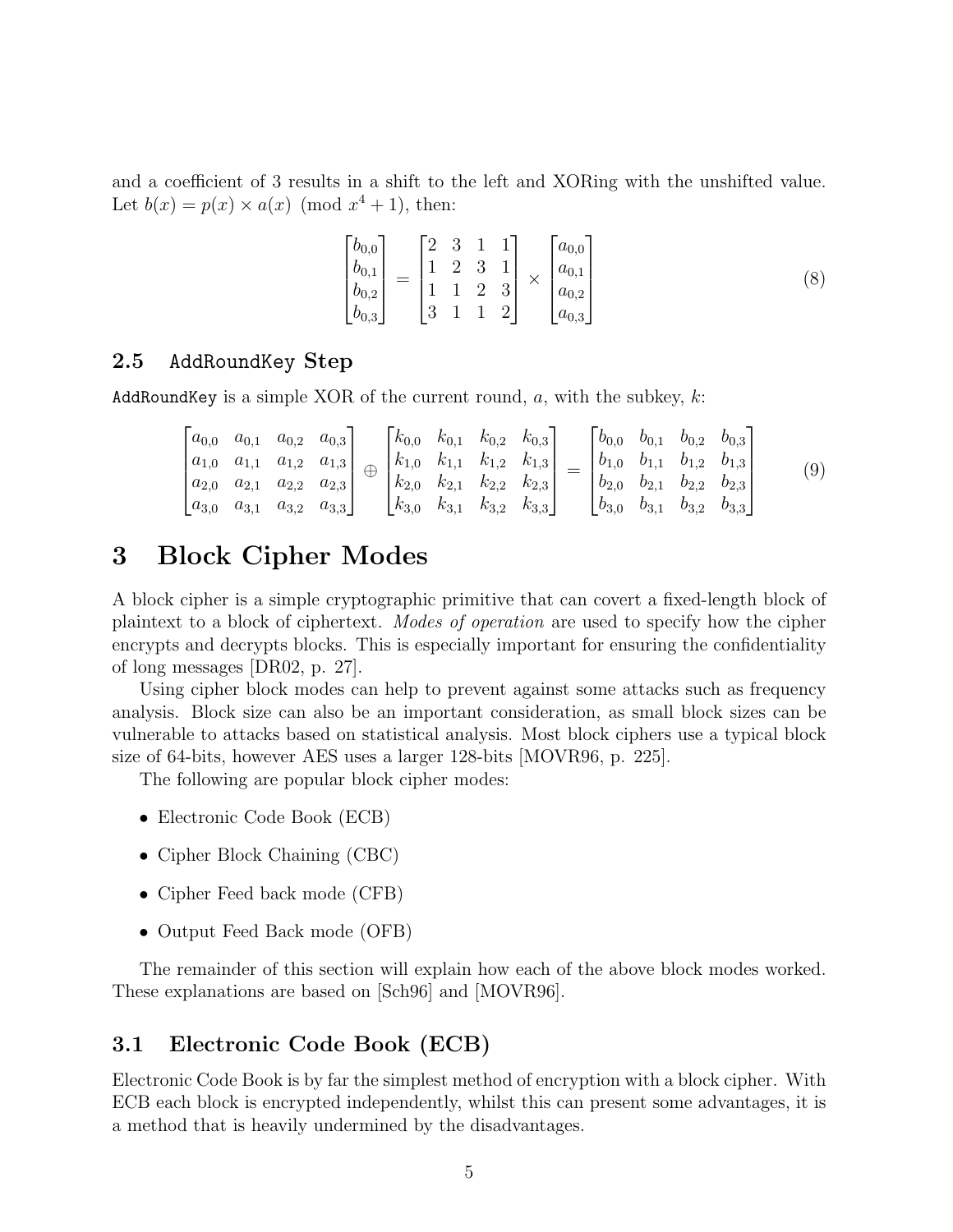and a coefficient of 3 results in a shift to the left and XORing with the unshifted value. Let $b(x) = p(x) \times a(x) \pmod{x^4 + 1}$, then:

$$\begin{bmatrix} b_{0,0} \\ b_{0,1} \\ b_{0,2} \\ b_{0,3} \end{bmatrix} = \begin{bmatrix} 2 & 3 & 1 & 1 \\ 1 & 2 & 3 & 1 \\ 1 & 1 & 2 & 3 \\ 3 & 1 & 1 & 2 \end{bmatrix} \times \begin{bmatrix} a_{0,0} \\ a_{0,1} \\ a_{0,2} \\ a_{0,3} \end{bmatrix} \tag{8}$$

### 2.5 `AddRoundKey` Step

`AddRoundKey` is a simple XOR of the current round, $a$, with the subkey, $k$:

$$\begin{bmatrix} a_{0,0} & a_{0,1} & a_{0,2} & a_{0,3} \\ a_{1,0} & a_{1,1} & a_{1,2} & a_{1,3} \\ a_{2,0} & a_{2,1} & a_{2,2} & a_{2,3} \\ a_{3,0} & a_{3,1} & a_{3,2} & a_{3,3} \end{bmatrix} \oplus \begin{bmatrix} k_{0,0} & k_{0,1} & k_{0,2} & k_{0,3} \\ k_{1,0} & k_{1,1} & k_{1,2} & k_{1,3} \\ k_{2,0} & k_{2,1} & k_{2,2} & k_{2,3} \\ k_{3,0} & k_{3,1} & k_{3,2} & k_{3,3} \end{bmatrix} = \begin{bmatrix} b_{0,0} & b_{0,1} & b_{0,2} & b_{0,3} \\ b_{1,0} & b_{1,1} & b_{1,2} & b_{1,3} \\ b_{2,0} & b_{2,1} & b_{2,2} & b_{2,3} \\ b_{3,0} & b_{3,1} & b_{3,2} & b_{3,3} \end{bmatrix} \tag{9}$$

# 3 Block Cipher Modes

A block cipher is a simple cryptographic primitive that can covert a fixed-length block of plaintext to a block of ciphertext. *Modes of operation* are used to specify how the cipher encrypts and decrypts blocks. This is especially important for ensuring the confidentiality of long messages [DR02, p. 27].

Using cipher block modes can help to prevent against some attacks such as frequency analysis. Block size can also be an important consideration, as small block sizes can be vulnerable to attacks based on statistical analysis. Most block ciphers use a typical block size of 64-bits, however AES uses a larger 128-bits [MOVR96, p. 225].

The following are popular block cipher modes:

- Electronic Code Book (ECB)
- Cipher Block Chaining (CBC)
- Cipher Feed back mode (CFB)
- Output Feed Back mode (OFB)

The remainder of this section will explain how each of the above block modes worked. These explanations are based on [Sch96] and [MOVR96].

## 3.1 Electronic Code Book (ECB)

Electronic Code Book is by far the simplest method of encryption with a block cipher. With ECB each block is encrypted independently, whilst this can present some advantages, it is a method that is heavily undermined by the disadvantages.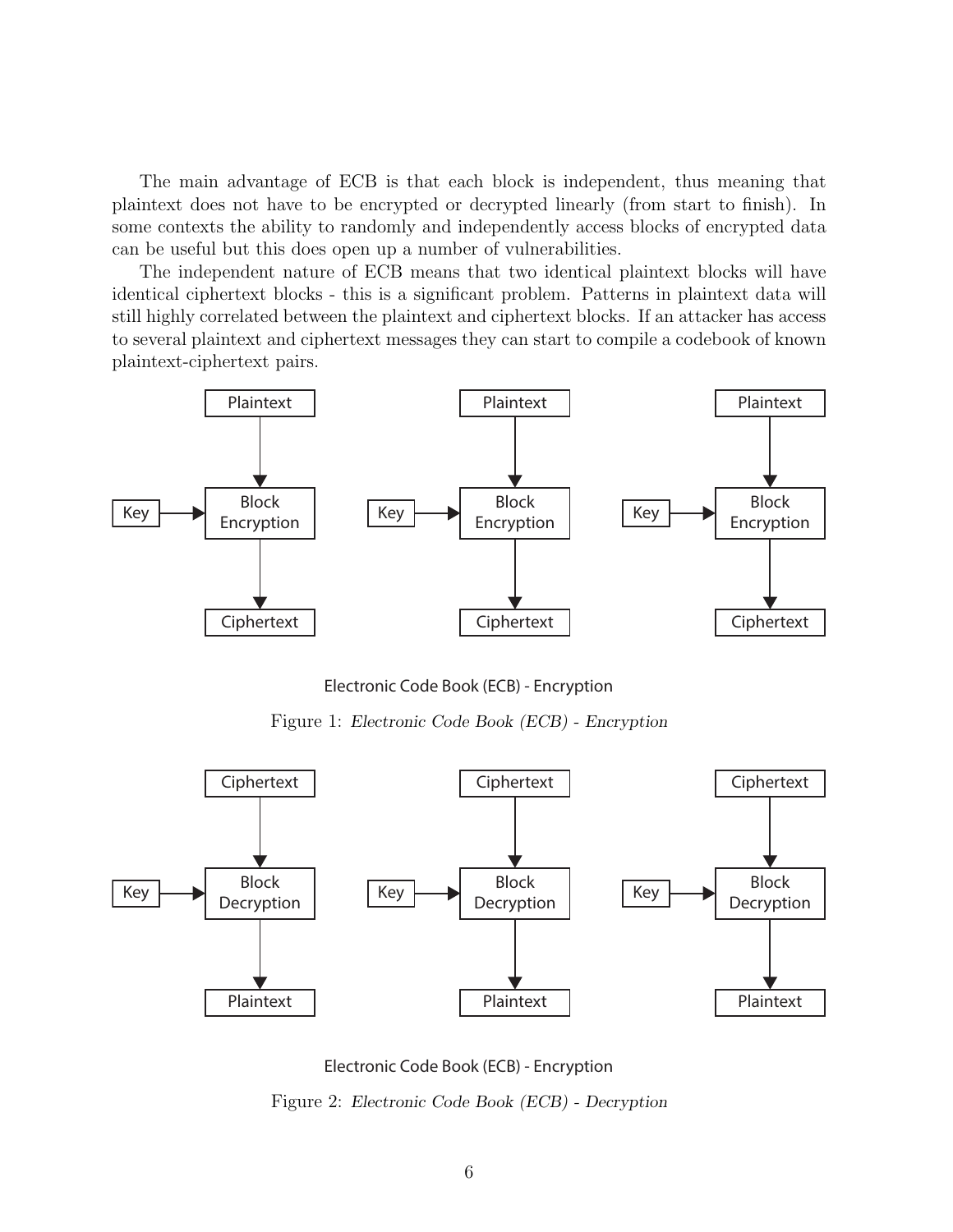The main advantage of ECB is that each block is independent, thus meaning that plaintext does not have to be encrypted or decrypted linearly (from start to finish). In some contexts the ability to randomly and independently access blocks of encrypted data can be useful but this does open up a number of vulnerabilities.

The independent nature of ECB means that two identical plaintext blocks will have identical ciphertext blocks - this is a significant problem. Patterns in plaintext data will still highly correlated between the plaintext and ciphertext blocks. If an attacker has access to several plaintext and ciphertext messages they can start to compile a codebook of known plaintext-ciphertext pairs.

Electronic Code Book (ECB) - Encryption

Figure 1: *Electronic Code Book (ECB) - Encryption*

Electronic Code Book (ECB) - Encryption

Figure 2: *Electronic Code Book (ECB) - Decryption*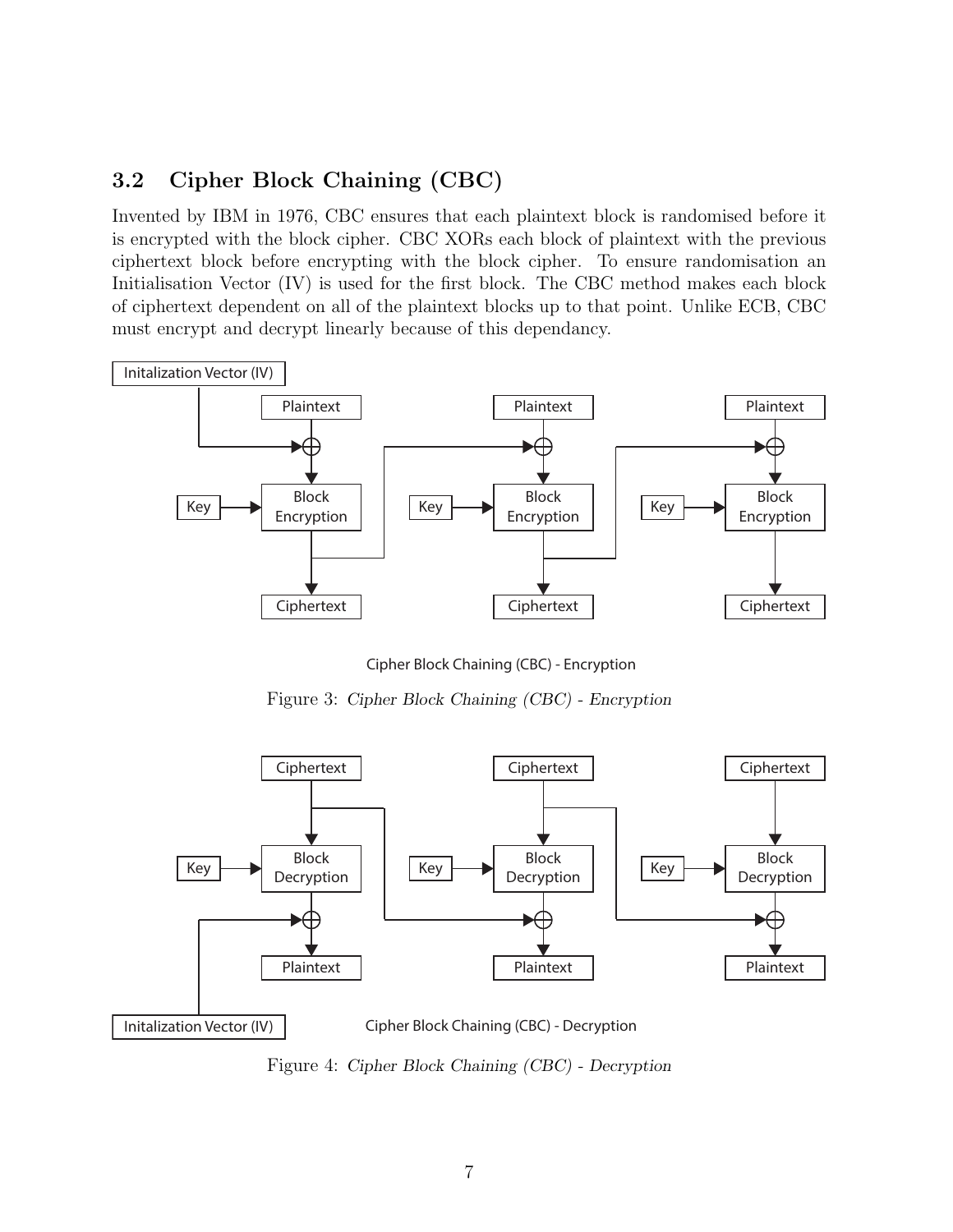## 3.2 Cipher Block Chaining (CBC)

Invented by IBM in 1976, CBC ensures that each plaintext block is randomised before it is encrypted with the block cipher. CBC XORs each block of plaintext with the previous ciphertext block before encrypting with the block cipher. To ensure randomisation an Initialisation Vector (IV) is used for the first block. The CBC method makes each block of ciphertext dependent on all of the plaintext blocks up to that point. Unlike ECB, CBC must encrypt and decrypt linearly because of this dependancy.

Figure 3: *Cipher Block Chaining (CBC) - Encryption*

Figure 4: *Cipher Block Chaining (CBC) - Decryption*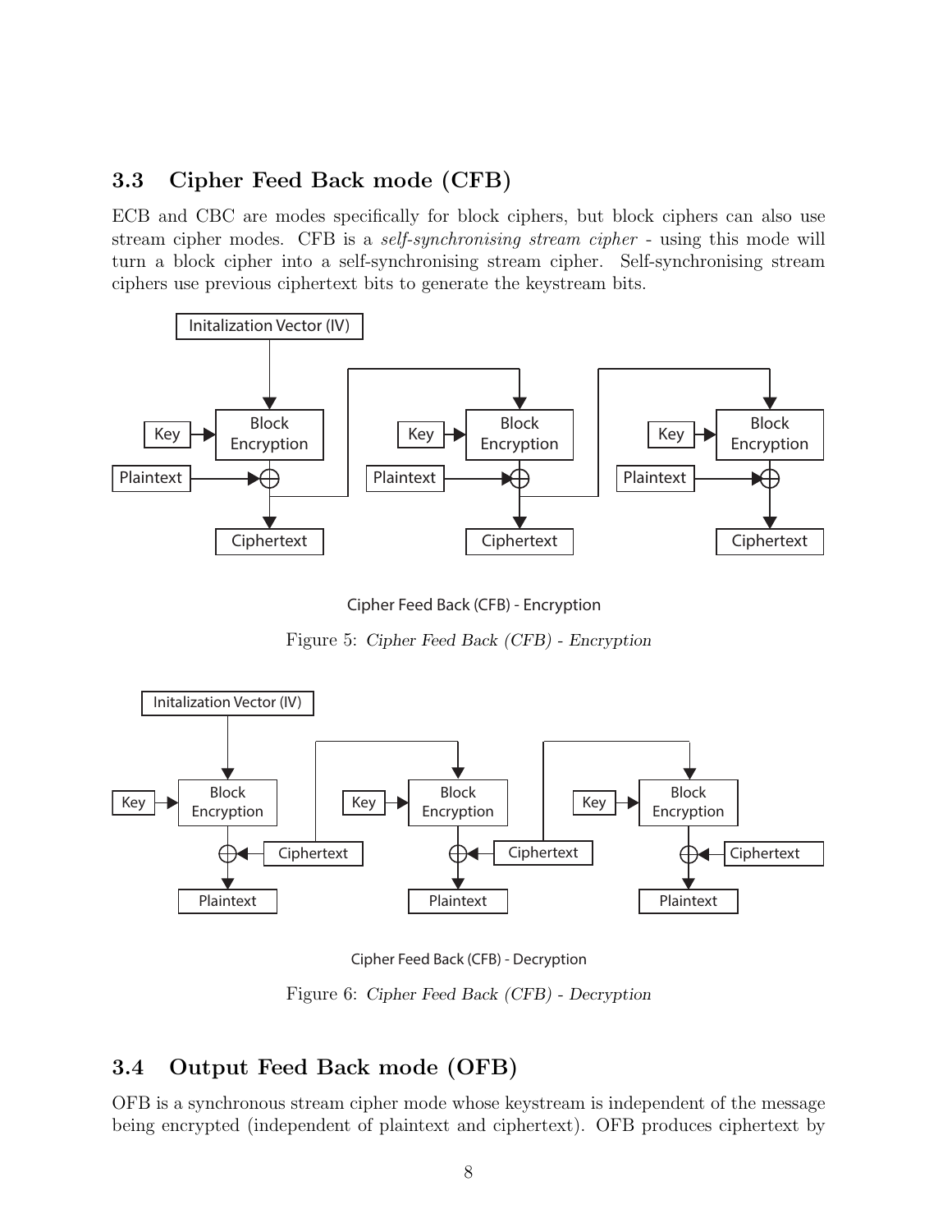### 3.3 Cipher Feed Back mode (CFB)

ECB and CBC are modes specifically for block ciphers, but block ciphers can also use stream cipher modes. CFB is a *self-synchronising stream cipher* - using this mode will turn a block cipher into a self-synchronising stream cipher. Self-synchronising stream ciphers use previous ciphertext bits to generate the keystream bits.

Cipher Feed Back (CFB) - Encryption

Figure 5: *Cipher Feed Back (CFB) - Encryption*

Cipher Feed Back (CFB) - Decryption

Figure 6: *Cipher Feed Back (CFB) - Decryption*

### 3.4 Output Feed Back mode (OFB)

OFB is a synchronous stream cipher mode whose keystream is independent of the message being encrypted (independent of plaintext and ciphertext). OFB produces ciphertext by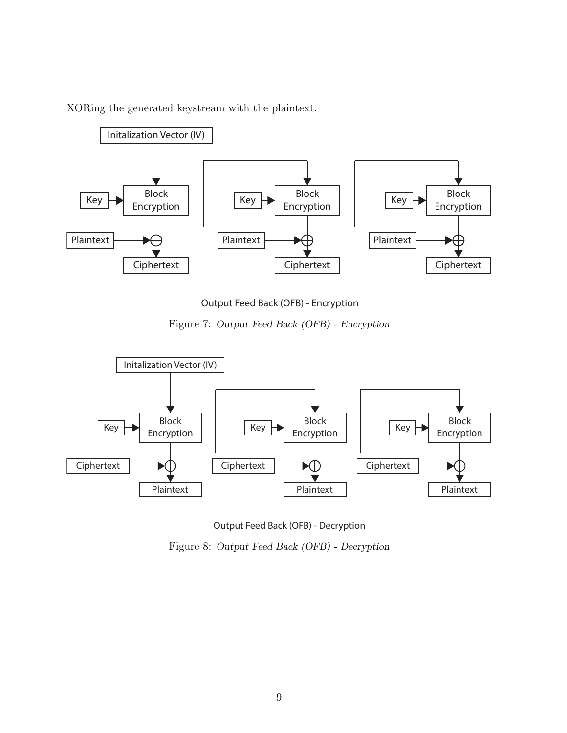XORing the generated keystream with the plaintext.

Output Feed Back (OFB) - Encryption

Figure 7: *Output Feed Back (OFB) - Encryption*

Output Feed Back (OFB) - Decryption

Figure 8: *Output Feed Back (OFB) - Decryption*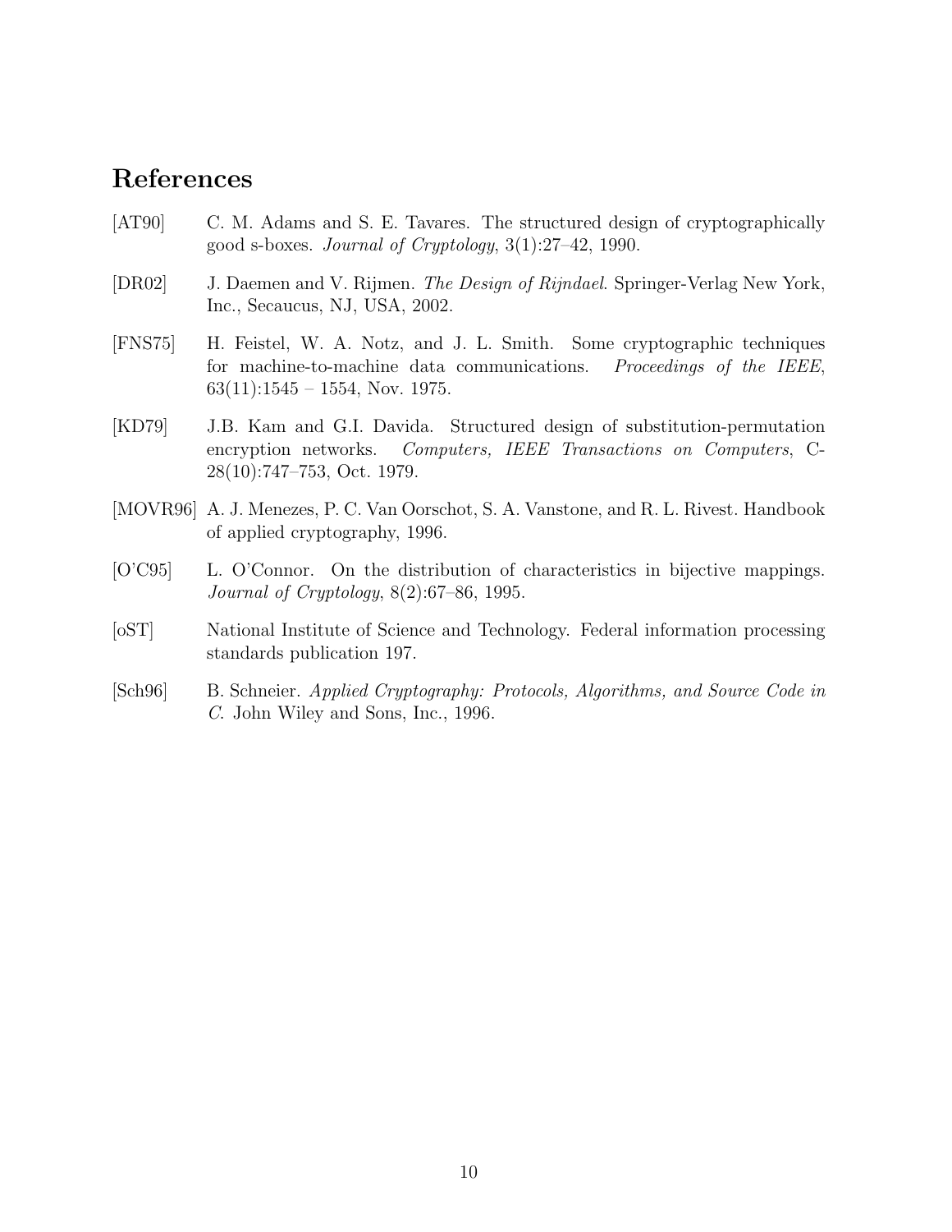# References

[AT90] C. M. Adams and S. E. Tavares. The structured design of cryptographically good s-boxes. *Journal of Cryptology*, 3(1):27–42, 1990.

[DR02] J. Daemen and V. Rijmen. *The Design of Rijndael*. Springer-Verlag New York, Inc., Secaucus, NJ, USA, 2002.

[FNS75] H. Feistel, W. A. Notz, and J. L. Smith. Some cryptographic techniques for machine-to-machine data communications. *Proceedings of the IEEE*, 63(11):1545 – 1554, Nov. 1975.

[KD79] J.B. Kam and G.I. Davida. Structured design of substitution-permutation encryption networks. *Computers, IEEE Transactions on Computers*, C-28(10):747–753, Oct. 1979.

[MOVR96] A. J. Menezes, P. C. Van Oorschot, S. A. Vanstone, and R. L. Rivest. Handbook of applied cryptography, 1996.

[O'C95] L. O'Connor. On the distribution of characteristics in bijective mappings. *Journal of Cryptology*, 8(2):67–86, 1995.

[oST] National Institute of Science and Technology. Federal information processing standards publication 197.

[Sch96] B. Schneier. *Applied Cryptography: Protocols, Algorithms, and Source Code in C*. John Wiley and Sons, Inc., 1996.